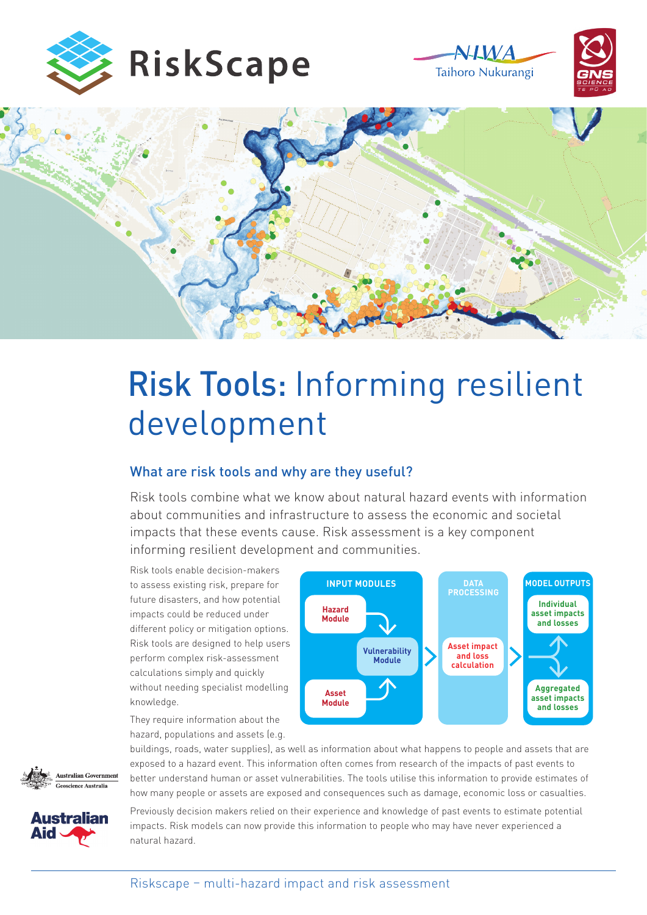RiskScape

NIWA Taihoro Nukurangi

GNS Science Te Pū Ao

# Risk Tools: Informing resilient development

## What are risk tools and why are they useful?

Risk tools combine what we know about natural hazard events with information about communities and infrastructure to assess the economic and societal impacts that these events cause. Risk assessment is a key component informing resilient development and communities.

Risk tools enable decision-makers to assess existing risk, prepare for future disasters, and how potential impacts could be reduced under different policy or mitigation options. Risk tools are designed to help users perform complex risk-assessment calculations simply and quickly without needing specialist modelling knowledge.

| INPUT MODULES | DATA PROCESSING | MODEL OUTPUTS |
| --- | --- | --- |
| Hazard Module | | Individual asset impacts and losses |
| Vulnerability Module | Asset impact and loss calculation | |
| Asset Module | | Aggregated asset impacts and losses |

They require information about the hazard, populations and assets (e.g. buildings, roads, water supplies), as well as information about what happens to people and assets that are exposed to a hazard event. This information often comes from research of the impacts of past events to better understand human or asset vulnerabilities. The tools utilise this information to provide estimates of how many people or assets are exposed and consequences such as damage, economic loss or casualties.

Previously decision makers relied on their experience and knowledge of past events to estimate potential impacts. Risk models can now provide this information to people who may have never experienced a natural hazard.

Australian Government Geoscience Australia

Australian Aid

Riskscape – multi-hazard impact and risk assessment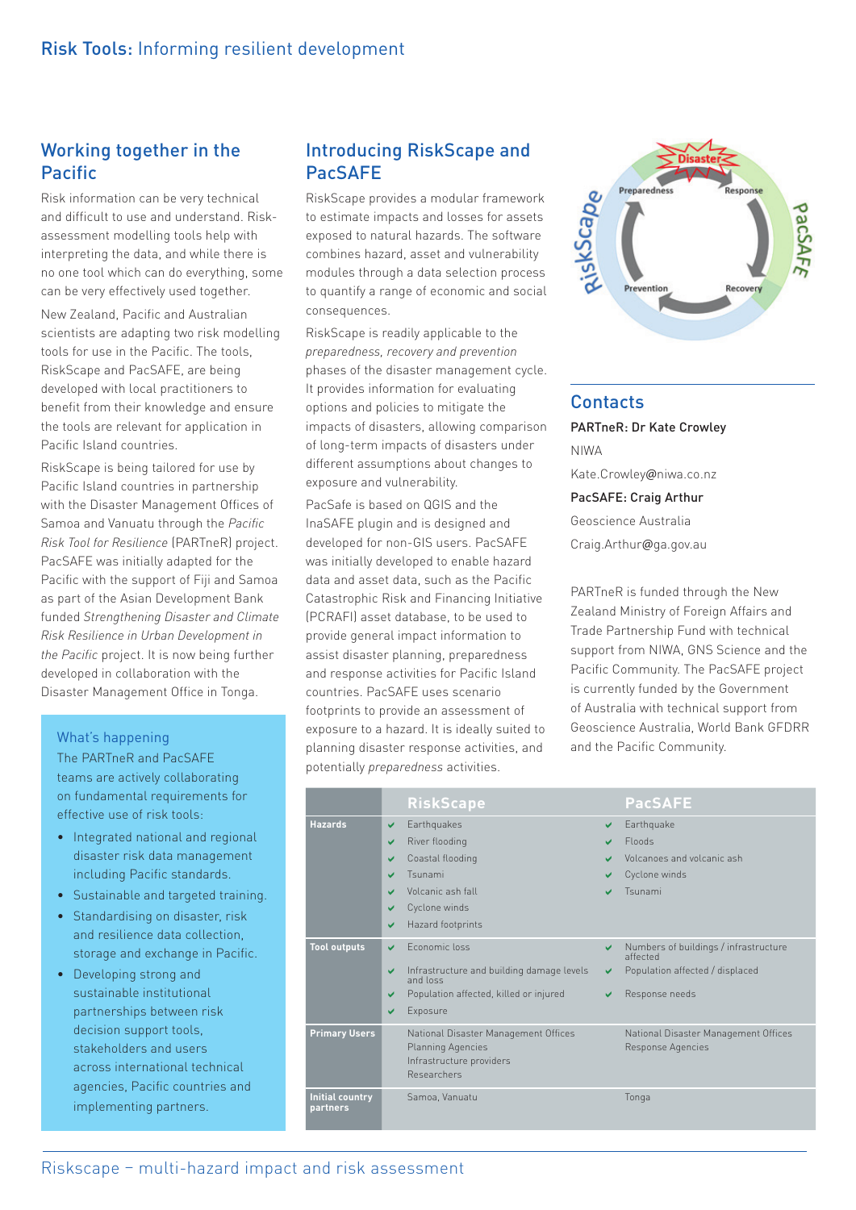# Risk Tools: Informing resilient development

## Working together in the Pacific

Risk information can be very technical and difficult to use and understand. Risk-assessment modelling tools help with interpreting the data, and while there is no one tool which can do everything, some can be very effectively used together.

New Zealand, Pacific and Australian scientists are adapting two risk modelling tools for use in the Pacific. The tools, RiskScape and PacSAFE, are being developed with local practitioners to benefit from their knowledge and ensure the tools are relevant for application in Pacific Island countries.

RiskScape is being tailored for use by Pacific Island countries in partnership with the Disaster Management Offices of Samoa and Vanuatu through the *Pacific Risk Tool for Resilience* (PARTneR) project. PacSAFE was initially adapted for the Pacific with the support of Fiji and Samoa as part of the Asian Development Bank funded *Strengthening Disaster and Climate Risk Resilience in Urban Development in the Pacific* project. It is now being further developed in collaboration with the Disaster Management Office in Tonga.

### What's happening

The PARTneR and PacSAFE teams are actively collaborating on fundamental requirements for effective use of risk tools:

- Integrated national and regional disaster risk data management including Pacific standards.
- Sustainable and targeted training.
- Standardising on disaster, risk and resilience data collection, storage and exchange in Pacific.
- Developing strong and sustainable institutional partnerships between risk decision support tools, stakeholders and users across international technical agencies, Pacific countries and implementing partners.

## Introducing RiskScape and PacSAFE

RiskScape provides a modular framework to estimate impacts and losses for assets exposed to natural hazards. The software combines hazard, asset and vulnerability modules through a data selection process to quantify a range of economic and social consequences.

RiskScape is readily applicable to the *preparedness, recovery and prevention* phases of the disaster management cycle. It provides information for evaluating options and policies to mitigate the impacts of disasters, allowing comparison of long-term impacts of disasters under different assumptions about changes to exposure and vulnerability.

PacSafe is based on QGIS and the InaSAFE plugin and is designed and developed for non-GIS users. PacSAFE was initially developed to enable hazard data and asset data, such as the Pacific Catastrophic Risk and Financing Initiative (PCRAFI) asset database, to be used to provide general impact information to assist disaster planning, preparedness and response activities for Pacific Island countries. PacSAFE uses scenario footprints to provide an assessment of exposure to a hazard. It is ideally suited to planning disaster response activities, and potentially *preparedness* activities.

Disaster
Preparedness
Response
Prevention
Recovery
RiskScape
PacSAFE

## Contacts

**PARTneR: Dr Kate Crowley**
NIWA
Kate.Crowley@niwa.co.nz

**PacSAFE: Craig Arthur**
Geoscience Australia
Craig.Arthur@ga.gov.au

PARTneR is funded through the New Zealand Ministry of Foreign Affairs and Trade Partnership Fund with technical support from NIWA, GNS Science and the Pacific Community. The PacSAFE project is currently funded by the Government of Australia with technical support from Geoscience Australia, World Bank GFDRR and the Pacific Community.

| | RiskScape | PacSAFE |
|---|---|---|
| **Hazards** | ✔ Earthquakes<br>✔ River flooding<br>✔ Coastal flooding<br>✔ Tsunami<br>✔ Volcanic ash fall<br>✔ Cyclone winds<br>✔ Hazard footprints | ✔ Earthquake<br>✔ Floods<br>✔ Volcanoes and volcanic ash<br>✔ Cyclone winds<br>✔ Tsunami |
| **Tool outputs** | ✔ Economic loss<br>✔ Infrastructure and building damage levels and loss<br>✔ Population affected, killed or injured<br>✔ Exposure | ✔ Numbers of buildings / infrastructure affected<br>✔ Population affected / displaced<br>✔ Response needs |
| **Primary Users** | National Disaster Management Offices<br>Planning Agencies<br>Infrastructure providers<br>Researchers | National Disaster Management Offices<br>Response Agencies |
| **Initial country partners** | Samoa, Vanuatu | Tonga |